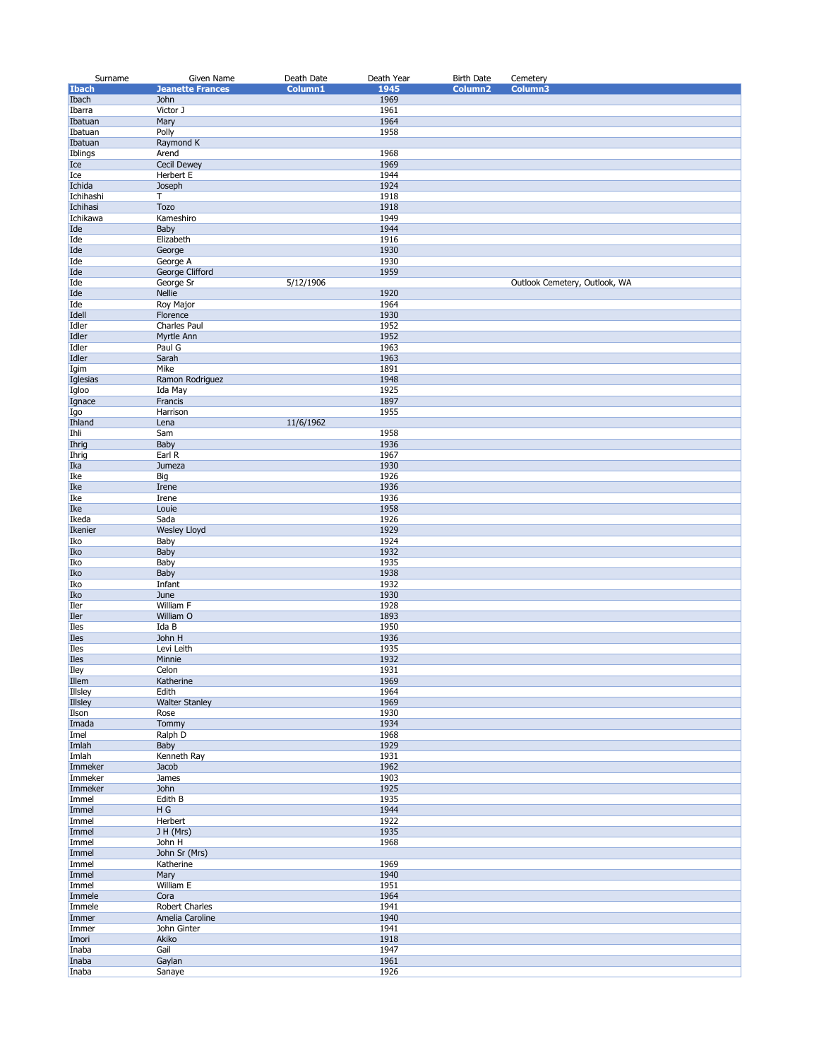| Surname | Given Name | Death Date | Death Year | Birth Date | Cemetery |
|---|---|---|---|---|---|
| **Ibach** | **Jeanette Frances** | **Column1** | **1945** | **Column2** | **Column3** |
| Ibach | John | | 1969 | | |
| Ibarra | Victor J | | 1961 | | |
| Ibatuan | Mary | | 1964 | | |
| Ibatuan | Polly | | 1958 | | |
| Ibatuan | Raymond K | | | | |
| Iblings | Arend | | 1968 | | |
| Ice | Cecil Dewey | | 1969 | | |
| Ice | Herbert E | | 1944 | | |
| Ichida | Joseph | | 1924 | | |
| Ichihashi | T | | 1918 | | |
| Ichihasi | Tozo | | 1918 | | |
| Ichikawa | Kameshiro | | 1949 | | |
| Ide | Baby | | 1944 | | |
| Ide | Elizabeth | | 1916 | | |
| Ide | George | | 1930 | | |
| Ide | George A | | 1930 | | |
| Ide | George Clifford | | 1959 | | |
| Ide | George Sr | 5/12/1906 | | | Outlook Cemetery, Outlook, WA |
| Ide | Nellie | | 1920 | | |
| Ide | Roy Major | | 1964 | | |
| Idell | Florence | | 1930 | | |
| Idler | Charles Paul | | 1952 | | |
| Idler | Myrtle Ann | | 1952 | | |
| Idler | Paul G | | 1963 | | |
| Idler | Sarah | | 1963 | | |
| Igim | Mike | | 1891 | | |
| Iglesias | Ramon Rodriguez | | 1948 | | |
| Igloo | Ida May | | 1925 | | |
| Ignace | Francis | | 1897 | | |
| Igo | Harrison | | 1955 | | |
| Ihland | Lena | 11/6/1962 | | | |
| Ihli | Sam | | 1958 | | |
| Ihrig | Baby | | 1936 | | |
| Ihrig | Earl R | | 1967 | | |
| Ika | Jumeza | | 1930 | | |
| Ike | Big | | 1926 | | |
| Ike | Irene | | 1936 | | |
| Ike | Irene | | 1936 | | |
| Ike | Louie | | 1958 | | |
| Ikeda | Sada | | 1926 | | |
| Ikenier | Wesley Lloyd | | 1929 | | |
| Iko | Baby | | 1924 | | |
| Iko | Baby | | 1932 | | |
| Iko | Baby | | 1935 | | |
| Iko | Baby | | 1938 | | |
| Iko | Infant | | 1932 | | |
| Iko | June | | 1930 | | |
| Iler | William F | | 1928 | | |
| Iler | William O | | 1893 | | |
| Iles | Ida B | | 1950 | | |
| Iles | John H | | 1936 | | |
| Iles | Levi Leith | | 1935 | | |
| Iles | Minnie | | 1932 | | |
| Iley | Celon | | 1931 | | |
| Illem | Katherine | | 1969 | | |
| Illsley | Edith | | 1964 | | |
| Illsley | Walter Stanley | | 1969 | | |
| Ilson | Rose | | 1930 | | |
| Imada | Tommy | | 1934 | | |
| Imel | Ralph D | | 1968 | | |
| Imlah | Baby | | 1929 | | |
| Imlah | Kenneth Ray | | 1931 | | |
| Immeker | Jacob | | 1962 | | |
| Immeker | James | | 1903 | | |
| Immeker | John | | 1925 | | |
| Immel | Edith B | | 1935 | | |
| Immel | H G | | 1944 | | |
| Immel | Herbert | | 1922 | | |
| Immel | J H (Mrs) | | 1935 | | |
| Immel | John H | | 1968 | | |
| Immel | John Sr (Mrs) | | | | |
| Immel | Katherine | | 1969 | | |
| Immel | Mary | | 1940 | | |
| Immel | William E | | 1951 | | |
| Immele | Cora | | 1964 | | |
| Immele | Robert Charles | | 1941 | | |
| Immer | Amelia Caroline | | 1940 | | |
| Immer | John Ginter | | 1941 | | |
| Imori | Akiko | | 1918 | | |
| Inaba | Gail | | 1947 | | |
| Inaba | Gaylan | | 1961 | | |
| Inaba | Sanaye | | 1926 | | |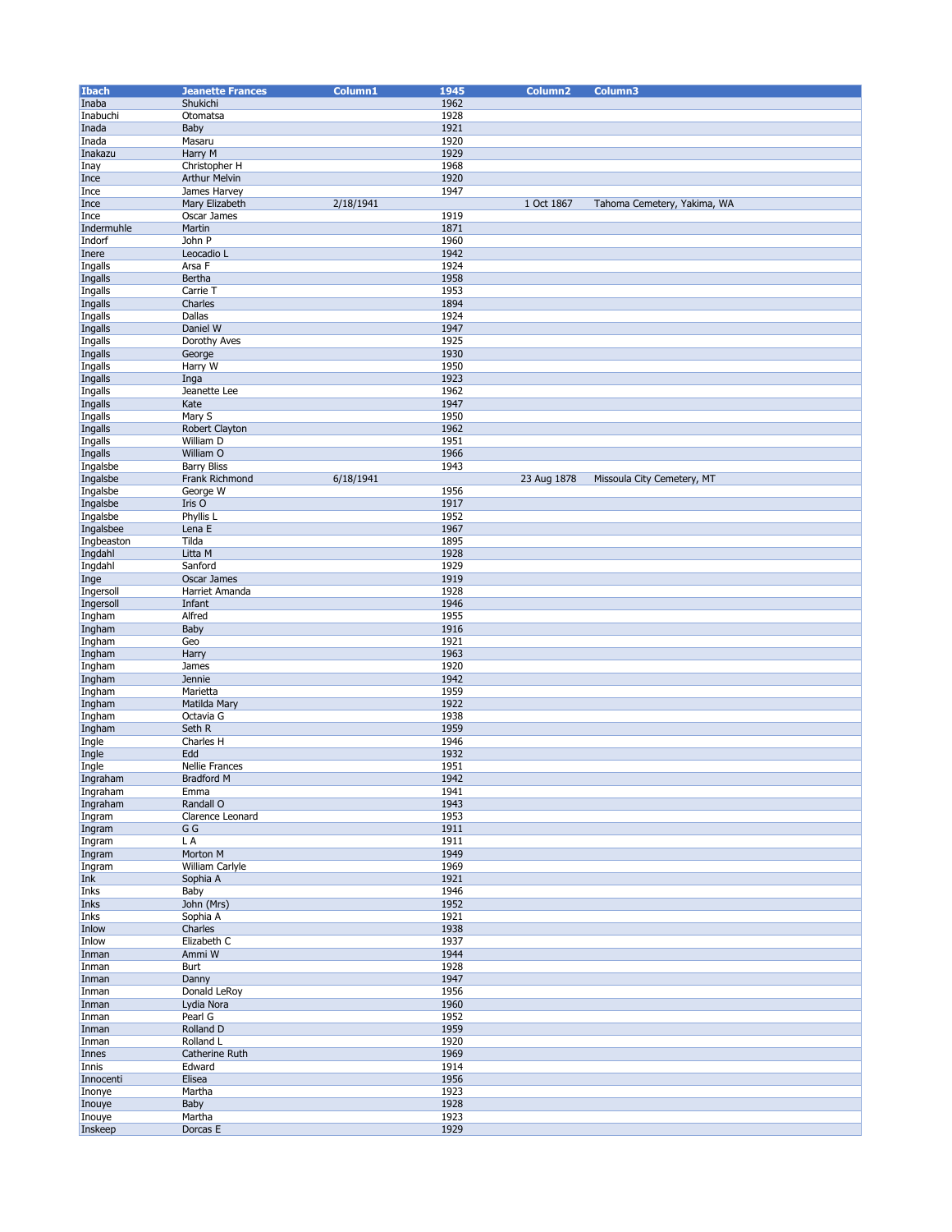| Ibach | Jeanette Frances | Column1 | 1945 | Column2 | Column3 |
|---|---|---|---|---|---|
| Inaba | Shukichi | | 1962 | | |
| Inabuchi | Otomatsa | | 1928 | | |
| Inada | Baby | | 1921 | | |
| Inada | Masaru | | 1920 | | |
| Inakazu | Harry M | | 1929 | | |
| Inay | Christopher H | | 1968 | | |
| Ince | Arthur Melvin | | 1920 | | |
| Ince | James Harvey | | 1947 | | |
| Ince | Mary Elizabeth | 2/18/1941 | | 1 Oct 1867 | Tahoma Cemetery, Yakima, WA |
| Ince | Oscar James | | 1919 | | |
| Indermuhle | Martin | | 1871 | | |
| Indorf | John P | | 1960 | | |
| Inere | Leocadio L | | 1942 | | |
| Ingalls | Arsa F | | 1924 | | |
| Ingalls | Bertha | | 1958 | | |
| Ingalls | Carrie T | | 1953 | | |
| Ingalls | Charles | | 1894 | | |
| Ingalls | Dallas | | 1924 | | |
| Ingalls | Daniel W | | 1947 | | |
| Ingalls | Dorothy Aves | | 1925 | | |
| Ingalls | George | | 1930 | | |
| Ingalls | Harry W | | 1950 | | |
| Ingalls | Inga | | 1923 | | |
| Ingalls | Jeanette Lee | | 1962 | | |
| Ingalls | Kate | | 1947 | | |
| Ingalls | Mary S | | 1950 | | |
| Ingalls | Robert Clayton | | 1962 | | |
| Ingalls | William D | | 1951 | | |
| Ingalls | William O | | 1966 | | |
| Ingalsbe | Barry Bliss | | 1943 | | |
| Ingalsbe | Frank Richmond | 6/18/1941 | | 23 Aug 1878 | Missoula City Cemetery, MT |
| Ingalsbe | George W | | 1956 | | |
| Ingalsbe | Iris O | | 1917 | | |
| Ingalsbe | Phyllis L | | 1952 | | |
| Ingalsbee | Lena E | | 1967 | | |
| Ingbeaston | Tilda | | 1895 | | |
| Ingdahl | Litta M | | 1928 | | |
| Ingdahl | Sanford | | 1929 | | |
| Inge | Oscar James | | 1919 | | |
| Ingersoll | Harriet Amanda | | 1928 | | |
| Ingersoll | Infant | | 1946 | | |
| Ingham | Alfred | | 1955 | | |
| Ingham | Baby | | 1916 | | |
| Ingham | Geo | | 1921 | | |
| Ingham | Harry | | 1963 | | |
| Ingham | James | | 1920 | | |
| Ingham | Jennie | | 1942 | | |
| Ingham | Marietta | | 1959 | | |
| Ingham | Matilda Mary | | 1922 | | |
| Ingham | Octavia G | | 1938 | | |
| Ingham | Seth R | | 1959 | | |
| Ingle | Charles H | | 1946 | | |
| Ingle | Edd | | 1932 | | |
| Ingle | Nellie Frances | | 1951 | | |
| Ingraham | Bradford M | | 1942 | | |
| Ingraham | Emma | | 1941 | | |
| Ingraham | Randall O | | 1943 | | |
| Ingram | Clarence Leonard | | 1953 | | |
| Ingram | G G | | 1911 | | |
| Ingram | L A | | 1911 | | |
| Ingram | Morton M | | 1949 | | |
| Ingram | William Carlyle | | 1969 | | |
| Ink | Sophia A | | 1921 | | |
| Inks | Baby | | 1946 | | |
| Inks | John (Mrs) | | 1952 | | |
| Inks | Sophia A | | 1921 | | |
| Inlow | Charles | | 1938 | | |
| Inlow | Elizabeth C | | 1937 | | |
| Inman | Ammi W | | 1944 | | |
| Inman | Burt | | 1928 | | |
| Inman | Danny | | 1947 | | |
| Inman | Donald LeRoy | | 1956 | | |
| Inman | Lydia Nora | | 1960 | | |
| Inman | Pearl G | | 1952 | | |
| Inman | Rolland D | | 1959 | | |
| Inman | Rolland L | | 1920 | | |
| Innes | Catherine Ruth | | 1969 | | |
| Innis | Edward | | 1914 | | |
| Innocenti | Elisea | | 1956 | | |
| Inonye | Martha | | 1923 | | |
| Inouye | Baby | | 1928 | | |
| Inouye | Martha | | 1923 | | |
| Inskeep | Dorcas E | | 1929 | | |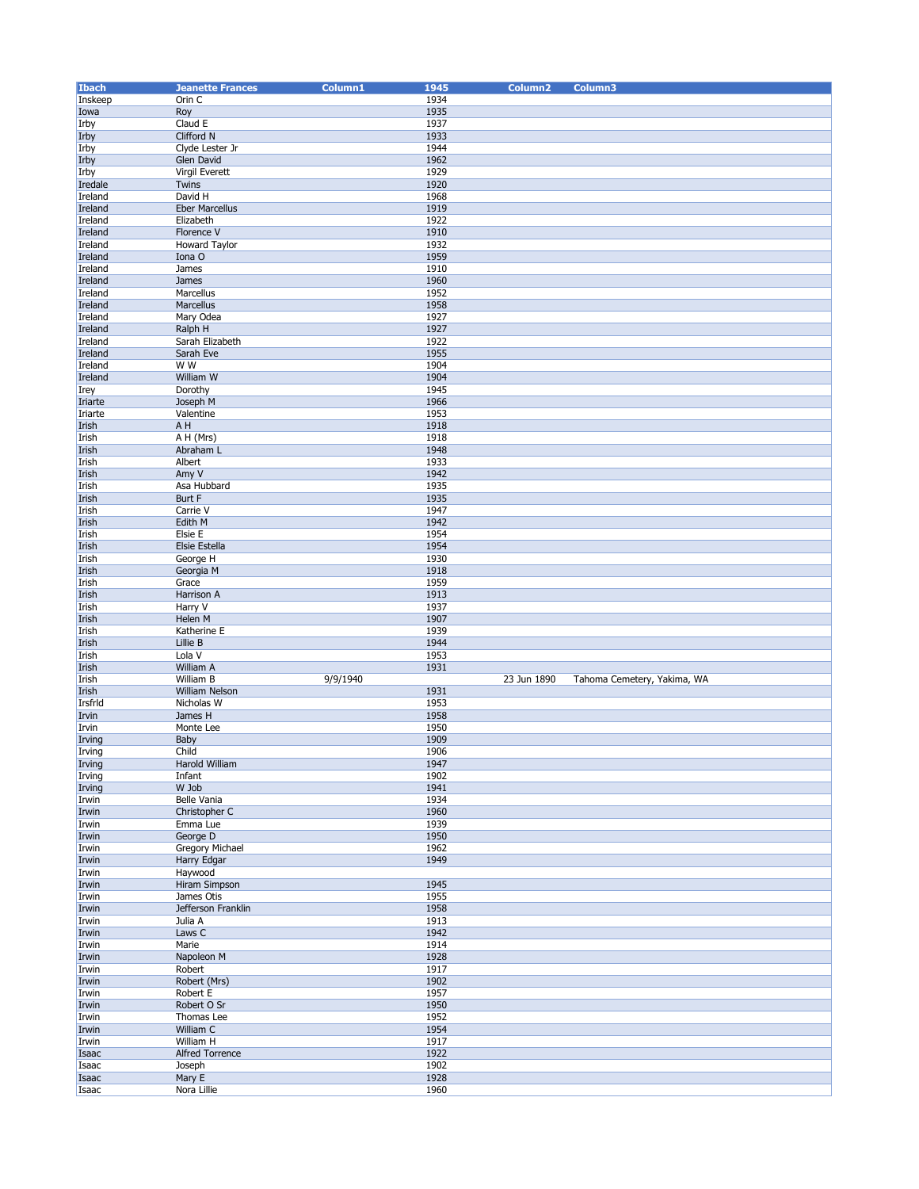| Ibach | Jeanette Frances | Column1 | 1945 | Column2 | Column3 |
|---|---|---|---|---|---|
| Inskeep | Orin C | | 1934 | | |
| Iowa | Roy | | 1935 | | |
| Irby | Claud E | | 1937 | | |
| Irby | Clifford N | | 1933 | | |
| Irby | Clyde Lester Jr | | 1944 | | |
| Irby | Glen David | | 1962 | | |
| Irby | Virgil Everett | | 1929 | | |
| Iredale | Twins | | 1920 | | |
| Ireland | David H | | 1968 | | |
| Ireland | Eber Marcellus | | 1919 | | |
| Ireland | Elizabeth | | 1922 | | |
| Ireland | Florence V | | 1910 | | |
| Ireland | Howard Taylor | | 1932 | | |
| Ireland | Iona O | | 1959 | | |
| Ireland | James | | 1910 | | |
| Ireland | James | | 1960 | | |
| Ireland | Marcellus | | 1952 | | |
| Ireland | Marcellus | | 1958 | | |
| Ireland | Mary Odea | | 1927 | | |
| Ireland | Ralph H | | 1927 | | |
| Ireland | Sarah Elizabeth | | 1922 | | |
| Ireland | Sarah Eve | | 1955 | | |
| Ireland | W W | | 1904 | | |
| Ireland | William W | | 1904 | | |
| Irey | Dorothy | | 1945 | | |
| Iriarte | Joseph M | | 1966 | | |
| Iriarte | Valentine | | 1953 | | |
| Irish | A H | | 1918 | | |
| Irish | A H (Mrs) | | 1918 | | |
| Irish | Abraham L | | 1948 | | |
| Irish | Albert | | 1933 | | |
| Irish | Amy V | | 1942 | | |
| Irish | Asa Hubbard | | 1935 | | |
| Irish | Burt F | | 1935 | | |
| Irish | Carrie V | | 1947 | | |
| Irish | Edith M | | 1942 | | |
| Irish | Elsie E | | 1954 | | |
| Irish | Elsie Estella | | 1954 | | |
| Irish | George H | | 1930 | | |
| Irish | Georgia M | | 1918 | | |
| Irish | Grace | | 1959 | | |
| Irish | Harrison A | | 1913 | | |
| Irish | Harry V | | 1937 | | |
| Irish | Helen M | | 1907 | | |
| Irish | Katherine E | | 1939 | | |
| Irish | Lillie B | | 1944 | | |
| Irish | Lola V | | 1953 | | |
| Irish | William A | | 1931 | | |
| Irish | William B | 9/9/1940 | | 23 Jun 1890 | Tahoma Cemetery, Yakima, WA |
| Irish | William Nelson | | 1931 | | |
| Irsfrld | Nicholas W | | 1953 | | |
| Irvin | James H | | 1958 | | |
| Irvin | Monte Lee | | 1950 | | |
| Irving | Baby | | 1909 | | |
| Irving | Child | | 1906 | | |
| Irving | Harold William | | 1947 | | |
| Irving | Infant | | 1902 | | |
| Irving | W Job | | 1941 | | |
| Irwin | Belle Vania | | 1934 | | |
| Irwin | Christopher C | | 1960 | | |
| Irwin | Emma Lue | | 1939 | | |
| Irwin | George D | | 1950 | | |
| Irwin | Gregory Michael | | 1962 | | |
| Irwin | Harry Edgar | | 1949 | | |
| Irwin | Haywood | | | | |
| Irwin | Hiram Simpson | | 1945 | | |
| Irwin | James Otis | | 1955 | | |
| Irwin | Jefferson Franklin | | 1958 | | |
| Irwin | Julia A | | 1913 | | |
| Irwin | Laws C | | 1942 | | |
| Irwin | Marie | | 1914 | | |
| Irwin | Napoleon M | | 1928 | | |
| Irwin | Robert | | 1917 | | |
| Irwin | Robert (Mrs) | | 1902 | | |
| Irwin | Robert E | | 1957 | | |
| Irwin | Robert O Sr | | 1950 | | |
| Irwin | Thomas Lee | | 1952 | | |
| Irwin | William C | | 1954 | | |
| Irwin | William H | | 1917 | | |
| Isaac | Alfred Torrence | | 1922 | | |
| Isaac | Joseph | | 1902 | | |
| Isaac | Mary E | | 1928 | | |
| Isaac | Nora Lillie | | 1960 | | |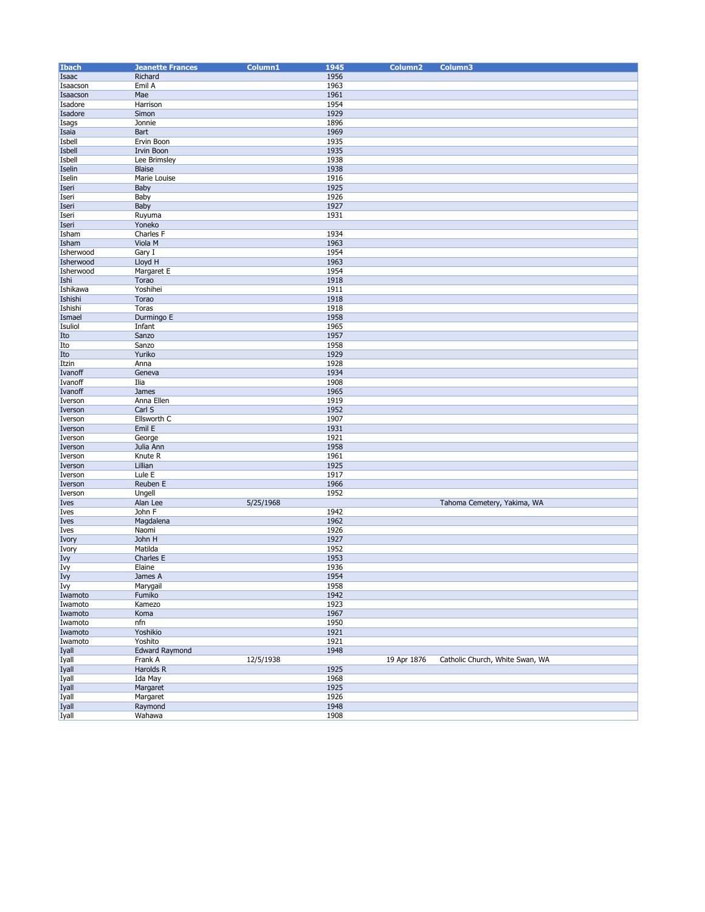| Ibach | Jeanette Frances | Column1 | 1945 | Column2 | Column3 |
|---|---|---|---|---|---|
| Isaac | Richard | | 1956 | | |
| Isaacson | Emil A | | 1963 | | |
| Isaacson | Mae | | 1961 | | |
| Isadore | Harrison | | 1954 | | |
| Isadore | Simon | | 1929 | | |
| Isags | Jonnie | | 1896 | | |
| Isaia | Bart | | 1969 | | |
| Isbell | Ervin Boon | | 1935 | | |
| Isbell | Irvin Boon | | 1935 | | |
| Isbell | Lee Brimsley | | 1938 | | |
| Iselin | Blaise | | 1938 | | |
| Iselin | Marie Louise | | 1916 | | |
| Iseri | Baby | | 1925 | | |
| Iseri | Baby | | 1926 | | |
| Iseri | Baby | | 1927 | | |
| Iseri | Ruyuma | | 1931 | | |
| Iseri | Yoneko | | | | |
| Isham | Charles F | | 1934 | | |
| Isham | Viola M | | 1963 | | |
| Isherwood | Gary I | | 1954 | | |
| Isherwood | Lloyd H | | 1963 | | |
| Isherwood | Margaret E | | 1954 | | |
| Ishi | Torao | | 1918 | | |
| Ishikawa | Yoshihei | | 1911 | | |
| Ishishi | Torao | | 1918 | | |
| Ishishi | Toras | | 1918 | | |
| Ismael | Durmingo E | | 1958 | | |
| Isuliol | Infant | | 1965 | | |
| Ito | Sanzo | | 1957 | | |
| Ito | Sanzo | | 1958 | | |
| Ito | Yuriko | | 1929 | | |
| Itzin | Anna | | 1928 | | |
| Ivanoff | Geneva | | 1934 | | |
| Ivanoff | Ilia | | 1908 | | |
| Ivanoff | James | | 1965 | | |
| Iverson | Anna Ellen | | 1919 | | |
| Iverson | Carl S | | 1952 | | |
| Iverson | Ellsworth C | | 1907 | | |
| Iverson | Emil E | | 1931 | | |
| Iverson | George | | 1921 | | |
| Iverson | Julia Ann | | 1958 | | |
| Iverson | Knute R | | 1961 | | |
| Iverson | Lillian | | 1925 | | |
| Iverson | Lule E | | 1917 | | |
| Iverson | Reuben E | | 1966 | | |
| Iverson | Ungell | | 1952 | | |
| Ives | Alan Lee | 5/25/1968 | | | Tahoma Cemetery, Yakima, WA |
| Ives | John F | | 1942 | | |
| Ives | Magdalena | | 1962 | | |
| Ives | Naomi | | 1926 | | |
| Ivory | John H | | 1927 | | |
| Ivory | Matilda | | 1952 | | |
| Ivy | Charles E | | 1953 | | |
| Ivy | Elaine | | 1936 | | |
| Ivy | James A | | 1954 | | |
| Ivy | Marygail | | 1958 | | |
| Iwamoto | Fumiko | | 1942 | | |
| Iwamoto | Kamezo | | 1923 | | |
| Iwamoto | Koma | | 1967 | | |
| Iwamoto | nfn | | 1950 | | |
| Iwamoto | Yoshikio | | 1921 | | |
| Iwamoto | Yoshito | | 1921 | | |
| Iyall | Edward Raymond | | 1948 | | |
| Iyall | Frank A | 12/5/1938 | | 19 Apr 1876 | Catholic Church, White Swan, WA |
| Iyall | Harolds R | | 1925 | | |
| Iyall | Ida May | | 1968 | | |
| Iyall | Margaret | | 1925 | | |
| Iyall | Margaret | | 1926 | | |
| Iyall | Raymond | | 1948 | | |
| Iyall | Wahawa | | 1908 | | |